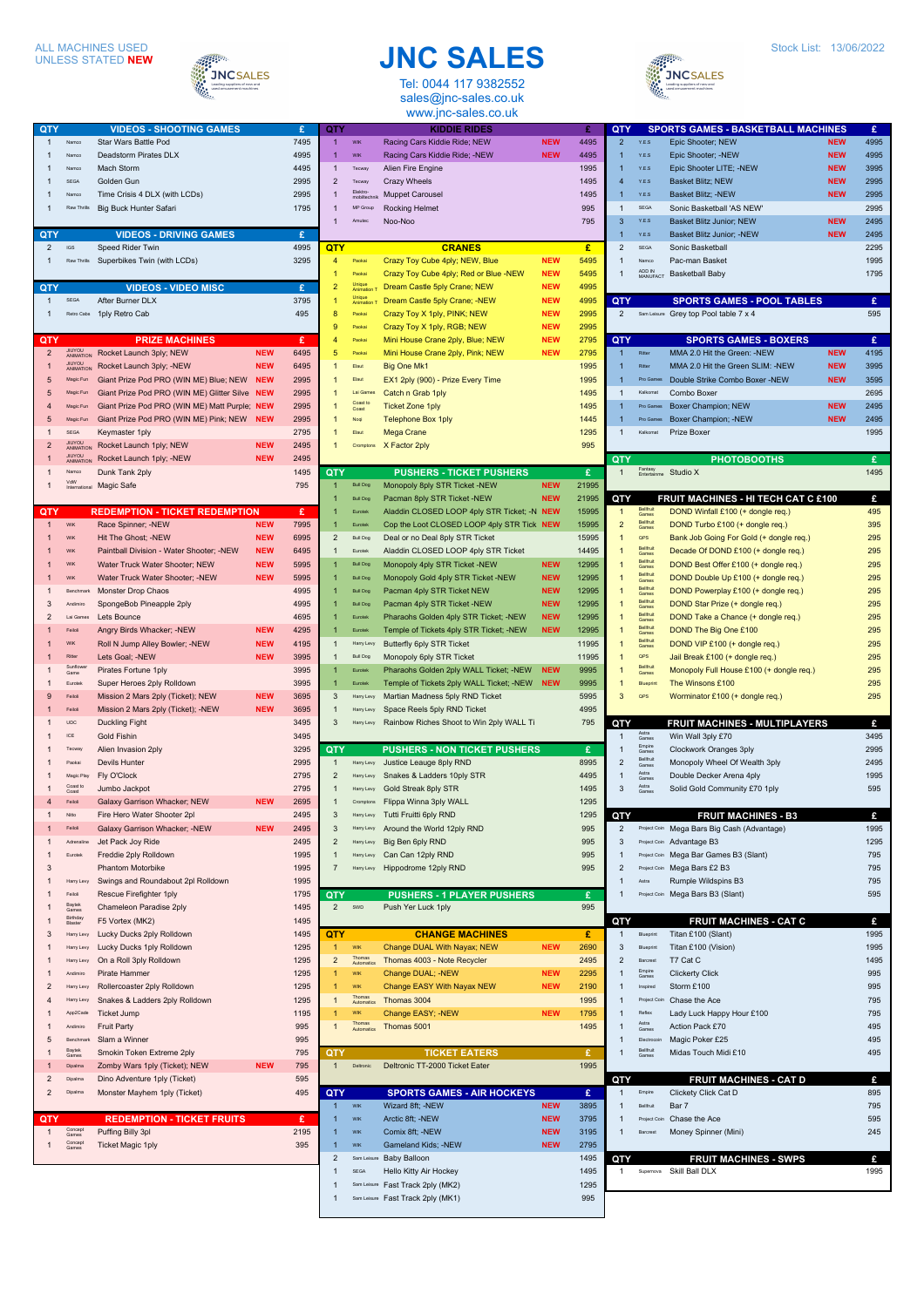ALL MACHINES USED UNLESS STATED **NEW**

# JNC SALES

Tel: 0044 117 9382552
sales@jnc-sales.co.uk
www.jnc-sales.co.uk

Stock List: 13/06/2022

| QTY | | VIDEOS - SHOOTING GAMES | | £ |
|---|---|---|---|---|
| 1 | Namco | Star Wars Battle Pod | | 7495 |
| 1 | Namco | Deadstorm Pirates DLX | | 4995 |
| 1 | Namco | Mach Storm | | 4495 |
| 1 | SEGA | Golden Gun | | 2995 |
| 1 | Namco | Time Crisis 4 DLX (with LCDs) | | 2995 |
| 1 | Raw Thrills | Big Buck Hunter Safari | | 1795 |

| QTY | | VIDEOS - DRIVING GAMES | | £ |
|---|---|---|---|---|
| 2 | IGS | Speed Rider Twin | | 4995 |
| 1 | Raw Thrills | Superbikes Twin (with LCDs) | | 3295 |

| QTY | | VIDEOS - VIDEO MISC | | £ |
|---|---|---|---|---|
| 1 | SEGA | After Burner DLX | | 3795 |
| 1 | Retro Cabs | 1ply Retro Cab | | 495 |

| QTY | | PRIZE MACHINES | | £ |
|---|---|---|---|---|
| 2 | JIUYOU ANIMATION | Rocket Launch 3ply; NEW | NEW | 6495 |
| 1 | JIUYOU ANIMATION | Rocket Launch 3ply; -NEW | NEW | 6495 |
| 5 | Magic Fun | Giant Prize Pod PRO (WIN ME) Blue; NEW | NEW | 2995 |
| 5 | Magic Fun | Giant Prize Pod PRO (WIN ME) Glitter Silve | NEW | 2995 |
| 4 | Magic Fun | Giant Prize Pod PRO (WIN ME) Matt Purple; | NEW | 2995 |
| 5 | Magic Fun | Giant Prize Pod PRO (WIN ME) Pink; NEW | NEW | 2995 |
| 1 | SEGA | Keymaster 1ply | | 2795 |
| 2 | JIUYOU ANIMATION | Rocket Launch 1ply; NEW | NEW | 2495 |
| 1 | JIUYOU ANIMATION | Rocket Launch 1ply; -NEW | NEW | 2495 |
| 1 | Namco | Dunk Tank 2ply | | 1495 |
| 1 | VdW International | Magic Safe | | 795 |

| QTY | | REDEMPTION - TICKET REDEMPTION | | £ |
|---|---|---|---|---|
| 1 | WIK | Race Spinner; -NEW | NEW | 7995 |
| 1 | WIK | Hit The Ghost; -NEW | NEW | 6995 |
| 1 | WIK | Paintball Division - Water Shooter; -NEW | NEW | 6495 |
| 1 | WIK | Water Truck Water Shooter; NEW | NEW | 5995 |
| 1 | WIK | Water Truck Water Shooter; -NEW | NEW | 5995 |
| 1 | Benchmark | Monster Drop Chaos | | 4995 |
| 3 | Andamiro | SpongeBob Pineapple 2ply | | 4995 |
| 2 | Lai Games | Lets Bounce | | 4695 |
| 1 | Feidi | Angry Birds Whacker; -NEW | NEW | 4295 |
| 1 | WIK | Roll N Jump Alley Bowler; -NEW | NEW | 4195 |
| 1 | Ritter | Lets Goal; -NEW | NEW | 3995 |
| 1 | Sunflower Game | Pirates Fortune 1ply | | 3995 |
| 1 | Eurotek | Super Heroes 2ply Rolldown | | 3995 |
| 9 | Feidi | Mission 2 Mars 2ply (Ticket); NEW | NEW | 3695 |
| 1 | Feidi | Mission 2 Mars 2ply (Ticket); -NEW | NEW | 3695 |
| 1 | UDC | Duckling Fight | | 3495 |
| 1 | ICE | Gold Fishin | | 3495 |
| 1 | Tecway | Alien Invasion 2ply | | 3295 |
| 1 | Paokai | Devils Hunter | | 2995 |
| 1 | Magic Play | Fly O'Clock | | 2795 |
| 1 | Coast to Coast | Jumbo Jackpot | | 2795 |
| 4 | Feidi | Galaxy Garrison Whacker; NEW | NEW | 2695 |
| 1 | Nitto | Fire Hero Water Shooter 2pl | | 2495 |
| 1 | Feidi | Galaxy Garrison Whacker; -NEW | NEW | 2495 |
| 1 | Adrenaline | Jet Pack Joy Ride | | 2495 |
| 1 | Eurotek | Freddie 2ply Rolldown | | 1995 |
| 3 | | Phantom Motorbike | | 1995 |
| 1 | Harry Levy | Swings and Roundabout 2pl Rolldown | | 1995 |
| 1 | Feidi | Rescue Firefighter 1ply | | 1795 |
| 1 | Baytek Games | Chameleon Paradise 2ply | | 1495 |
| 1 | Birthday Blaster | F5 Vortex (MK2) | | 1495 |
| 3 | Harry Levy | Lucky Ducks 2ply Rolldown | | 1495 |
| 1 | Harry Levy | Lucky Ducks 1ply Rolldown | | 1295 |
| 1 | Harry Levy | On a Roll 3ply Rolldown | | 1295 |
| 1 | Andamiro | Pirate Hammer | | 1295 |
| 2 | Harry Levy | Rollercoaster 2ply Rolldown | | 1295 |
| 4 | Harry Levy | Snakes & Ladders 2ply Rolldown | | 1295 |
| 1 | App2Castle | Ticket Jump | | 1195 |
| 1 | Andamiro | Fruit Party | | 995 |
| 5 | Benchmark | Slam a Winner | | 995 |
| 1 | Baytek Games | Smokin Token Extreme 2ply | | 795 |
| 1 | Dipalma | Zomby Wars 1ply (Ticket); NEW | NEW | 795 |
| 2 | Dipalma | Dino Adventure 1ply (Ticket) | | 595 |
| 2 | Dipalma | Monster Mayhem 1ply (Ticket) | | 495 |

| QTY | | REDEMPTION - TICKET FRUITS | | £ |
|---|---|---|---|---|
| 1 | Concept Games | Puffing Billy 3pl | | 2195 |
| 1 | Concept Games | Ticket Magic 1ply | | 395 |

| QTY | | KIDDIE RIDES | | £ |
|---|---|---|---|---|
| 1 | WIK | Racing Cars Kiddie Ride; NEW | NEW | 4495 |
| 1 | WIK | Racing Cars Kiddie Ride; -NEW | NEW | 4495 |
| 1 | Tecway | Alien Fire Engine | | 1995 |
| 2 | Tecway | Crazy Wheels | | 1495 |
| 1 | Elektro-mobiltechnik | Muppet Carousel | | 1495 |
| 1 | MP Group | Rocking Helmet | | 995 |
| 1 | Amutec | Noo-Noo | | 795 |

| QTY | | CRANES | | £ |
|---|---|---|---|---|
| 4 | Paokai | Crazy Toy Cube 4ply; NEW, Blue | NEW | 5495 |
| 1 | Paokai | Crazy Toy Cube 4ply; Red or Blue -NEW | NEW | 5495 |
| 2 | Unique Animation T | Dream Castle 5ply Crane; NEW | NEW | 4995 |
| 1 | Unique Animation T | Dream Castle 5ply Crane; -NEW | NEW | 4995 |
| 8 | Paokai | Crazy Toy X 1ply, PINK; NEW | NEW | 2995 |
| 9 | Paokai | Crazy Toy X 1ply, RGB; NEW | NEW | 2995 |
| 4 | Paokai | Mini House Crane 2ply, Blue; NEW | NEW | 2795 |
| 5 | Paokai | Mini House Crane 2ply, Pink; NEW | NEW | 2795 |
| 1 | Elaut | Big One Mk1 | | 1995 |
| 1 | Elaut | EX1 2ply (900) - Prize Every Time | | 1995 |
| 1 | Lai Games | Catch n Grab 1ply | | 1495 |
| 1 | Coast to Coast | Ticket Zone 1ply | | 1495 |
| 1 | Nogi | Telephone Box 1ply | | 1445 |
| 1 | Elaut | Mega Crane | | 1295 |
| 1 | Cromptons | X Factor 2ply | | 995 |

| QTY | | PUSHERS - TICKET PUSHERS | | £ |
|---|---|---|---|---|
| 1 | Bull Dog | Monopoly 8ply STR Ticket -NEW | NEW | 21995 |
| 1 | Bull Dog | Pacman 8ply STR Ticket -NEW | NEW | 21995 |
| 1 | Eurotek | Aladdin CLOSED LOOP 4ply STR Ticket; -N | NEW | 15995 |
| 1 | Eurotek | Cop the Loot CLOSED LOOP 4ply STR Tick | NEW | 15995 |
| 2 | Bull Dog | Deal or no Deal 8ply STR Ticket | | 15995 |
| 1 | Eurotek | Aladdin CLOSED LOOP 4ply STR Ticket | | 14495 |
| 1 | Bull Dog | Monopoly 4ply STR Ticket -NEW | NEW | 12995 |
| 1 | Bull Dog | Monopoly Gold 4ply STR Ticket -NEW | NEW | 12995 |
| 1 | Bull Dog | Pacman 4ply STR Ticket NEW | NEW | 12995 |
| 1 | Bull Dog | Pacman 4ply STR Ticket -NEW | NEW | 12995 |
| 1 | Eurotek | Pharaohs Golden 4ply STR Ticket; -NEW | NEW | 12995 |
| 1 | Eurotek | Temple of Tickets 4ply STR Ticket; -NEW | NEW | 12995 |
| 1 | Harry Levy | Butterfly 6ply STR Ticket | | 11995 |
| 1 | Bull Dog | Monopoly 6ply STR Ticket | | 11995 |
| 1 | Eurotek | Pharaohs Golden 2ply WALL Ticket; -NEW | NEW | 9995 |
| 1 | Eurotek | Temple of Tickets 2ply WALL Ticket; -NEW | NEW | 9995 |
| 3 | Harry Levy | Martian Madness 5ply RND Ticket | | 5995 |
| 1 | Harry Levy | Space Reels 5ply RND Ticket | | 4995 |
| 3 | Harry Levy | Rainbow Riches Shoot to Win 2ply WALL Ti | | 795 |

| QTY | | PUSHERS - NON TICKET PUSHERS | | £ |
|---|---|---|---|---|
| 1 | Harry Levy | Justice League 8ply RND | | 8995 |
| 2 | Harry Levy | Snakes & Ladders 10ply STR | | 4495 |
| 1 | Harry Levy | Gold Streak 8ply STR | | 1495 |
| 1 | Cromptons | Flippa Winna 3ply WALL | | 1295 |
| 3 | Harry Levy | Tutti Fruitti 6ply RND | | 1295 |
| 1 | Harry Levy | Around the World 12ply RND | | 995 |
| 2 | Harry Levy | Big Ben 6ply RND | | 995 |
| 1 | Harry Levy | Can Can 12ply RND | | 995 |
| 7 | Harry Levy | Hippodrome 12ply RND | | 995 |

| QTY | | PUSHERS - 1 PLAYER PUSHERS | | £ |
|---|---|---|---|---|
| 2 | SWD | Push Yer Luck 1ply | | 995 |

| QTY | | CHANGE MACHINES | | £ |
|---|---|---|---|---|
| 1 | WIK | Change DUAL With Nayax; NEW | NEW | 2690 |
| 2 | Thomas Automatics | Thomas 4003 - Note Recycler | | 2495 |
| 1 | WIK | Change DUAL; -NEW | NEW | 2295 |
| 1 | WIK | Change EASY With Nayax NEW | NEW | 2190 |
| 1 | Thomas Automatics | Thomas 3004 | | 1995 |
| 1 | WIK | Change EASY; -NEW | NEW | 1795 |
| 1 | Thomas Automatics | Thomas 5001 | | 1495 |

| QTY | | TICKET EATERS | | £ |
|---|---|---|---|---|
| 1 | Deltronic | Deltronic TT-2000 Ticket Eater | | 1995 |

| QTY | | SPORTS GAMES - AIR HOCKEYS | | £ |
|---|---|---|---|---|
| 1 | WIK | Wizard 8ft; -NEW | NEW | 3895 |
| 1 | WIK | Arctic 8ft; -NEW | NEW | 3795 |
| 1 | WIK | Comix 8ft; -NEW | NEW | 3195 |
| 1 | WIK | Gameland Kids; -NEW | NEW | 2795 |
| 2 | Sam Leisure | Baby Balloon | | 1495 |
| 1 | SEGA | Hello Kitty Air Hockey | | 1495 |
| 1 | Sam Leisure | Fast Track 2ply (MK2) | | 1295 |
| 1 | Sam Leisure | Fast Track 2ply (MK1) | | 995 |

| QTY | | SPORTS GAMES - BASKETBALL MACHINES | | £ |
|---|---|---|---|---|
| 2 | Y.E.S | Epic Shooter; NEW | NEW | 4995 |
| 1 | Y.E.S | Epic Shooter; -NEW | NEW | 4995 |
| 1 | Y.E.S | Epic Shooter LITE; -NEW | NEW | 3995 |
| 4 | Y.E.S | Basket Blitz; NEW | NEW | 2995 |
| 1 | Y.E.S | Basket Blitz; -NEW | NEW | 2995 |
| 1 | SEGA | Sonic Basketball 'AS NEW' | | 2995 |
| 3 | Y.E.S | Basket Blitz Junior; NEW | NEW | 2495 |
| 1 | Y.E.S | Basket Blitz Junior; -NEW | NEW | 2495 |
| 2 | SEGA | Sonic Basketball | | 2295 |
| 1 | Namco | Pac-man Basket | | 1995 |
| 1 | ADD IN MANUFACT | Basketball Baby | | 1795 |

| QTY | | SPORTS GAMES - POOL TABLES | | £ |
|---|---|---|---|---|
| 2 | Sam Leisure | Grey top Pool table 7 x 4 | | 595 |

| QTY | | SPORTS GAMES - BOXERS | | £ |
|---|---|---|---|---|
| 1 | Ritter | MMA 2.0 Hit the Green: -NEW | NEW | 4195 |
| 1 | Ritter | MMA 2.0 Hit the Green SLIM: -NEW | NEW | 3995 |
| 1 | Pro Games | Double Strike Combo Boxer -NEW | NEW | 3595 |
| 1 | Kalkomat | Combo Boxer | | 2695 |
| 1 | Pro Games | Boxer Champion; NEW | NEW | 2495 |
| 1 | Pro Games | Boxer Champion; -NEW | NEW | 2495 |
| 1 | Kalkomat | Prize Boxer | | 1995 |

| QTY | | PHOTOBOOTHS | | £ |
|---|---|---|---|---|
| 1 | Fantasy Entertainme | Studio X | | 1495 |

| QTY | | FRUIT MACHINES - HI TECH CAT C £100 | | £ |
|---|---|---|---|---|
| 1 | Bellfruit Games | DOND Winfall £100 (+ dongle req.) | | 495 |
| 2 | Bellfruit Games | DOND Turbo £100 (+ dongle req.) | | 395 |
| 1 | GPS | Bank Job Going For Gold (+ dongle req.) | | 295 |
| 1 | Bellfruit Games | Decade Of DOND £100 (+ dongle req.) | | 295 |
| 1 | Bellfruit Games | DOND Best Offer £100 (+ dongle req.) | | 295 |
| 1 | Bellfruit Games | DOND Double Up £100 (+ dongle req.) | | 295 |
| 1 | Bellfruit Games | DOND Star Prize (+ dongle req.) | | 295 |
| 1 | Bellfruit Games | DOND Take a Chance (+ dongle req.) | | 295 |
| 1 | Bellfruit Games | DOND The Big One £100 | | 295 |
| 1 | Bellfruit Games | DOND VIP £100 (+ dongle req.) | | 295 |
| 1 | GPS | Jail Break £100 (+ dongle req.) | | 295 |
| 1 | Bellfruit Games | Monopoly Full House £100 (+ dongle req.) | | 295 |
| 1 | Blueprint | The Winsons £100 | | 295 |
| 3 | GPS | Worminator £100 (+ dongle req.) | | 295 |

| QTY | | FRUIT MACHINES - MULTIPLAYERS | | £ |
|---|---|---|---|---|
| 1 | Astra Games | Win Wall 3ply £70 | | 3495 |
| 1 | Empire Games | Clockwork Oranges 3ply | | 2995 |
| 2 | Bellfruit Games | Monopoly Wheel Of Wealth 3ply | | 2495 |
| 1 | Astra Games | Double Decker Arena 4ply | | 1995 |
| 3 | Astra Games | Solid Gold Community £70 1ply | | 595 |

| QTY | | FRUIT MACHINES - B3 | | £ |
|---|---|---|---|---|
| 2 | Project Coin | Mega Bars Big Cash (Advantage) | | 1995 |
| 3 | Project Coin | Advantage B3 | | 1295 |
| 1 | Project Coin | Mega Bar Games B3 (Slant) | | 795 |
| 2 | Project Coin | Mega Bars £2 B3 | | 795 |
| 1 | Astra | Rumple Wildspins B3 | | 795 |
| 1 | Project Coin | Mega Bars B3 (Slant) | | 595 |

| QTY | | FRUIT MACHINES - CAT C | | £ |
|---|---|---|---|---|
| 1 | Blueprint | Titan £100 (Slant) | | 1995 |
| 3 | Blueprint | Titan £100 (Vision) | | 1995 |
| 2 | Barcrest | T7 Cat C | | 1495 |
| 1 | Empire Games | Clickerty Click | | 995 |
| 1 | Inspired | Storm £100 | | 995 |
| 1 | Project Coin | Chase the Ace | | 795 |
| 1 | Reflex | Lady Luck Happy Hour £100 | | 795 |
| 1 | Astra Games | Action Pack £70 | | 495 |
| 1 | Electrocoin | Magic Poker £25 | | 495 |
| 1 | Bellfruit Games | Midas Touch Midi £10 | | 495 |

| QTY | | FRUIT MACHINES - CAT D | | £ |
|---|---|---|---|---|
| 1 | Empire | Clickety Click Cat D | | 895 |
| 1 | Belfruit | Bar 7 | | 795 |
| 1 | Project Coin | Chase the Ace | | 595 |
| 1 | Barcrest | Money Spinner (Mini) | | 245 |

| QTY | | FRUIT MACHINES - SWPS | | £ |
|---|---|---|---|---|
| 1 | Supernova | Skill Ball DLX | | 1995 |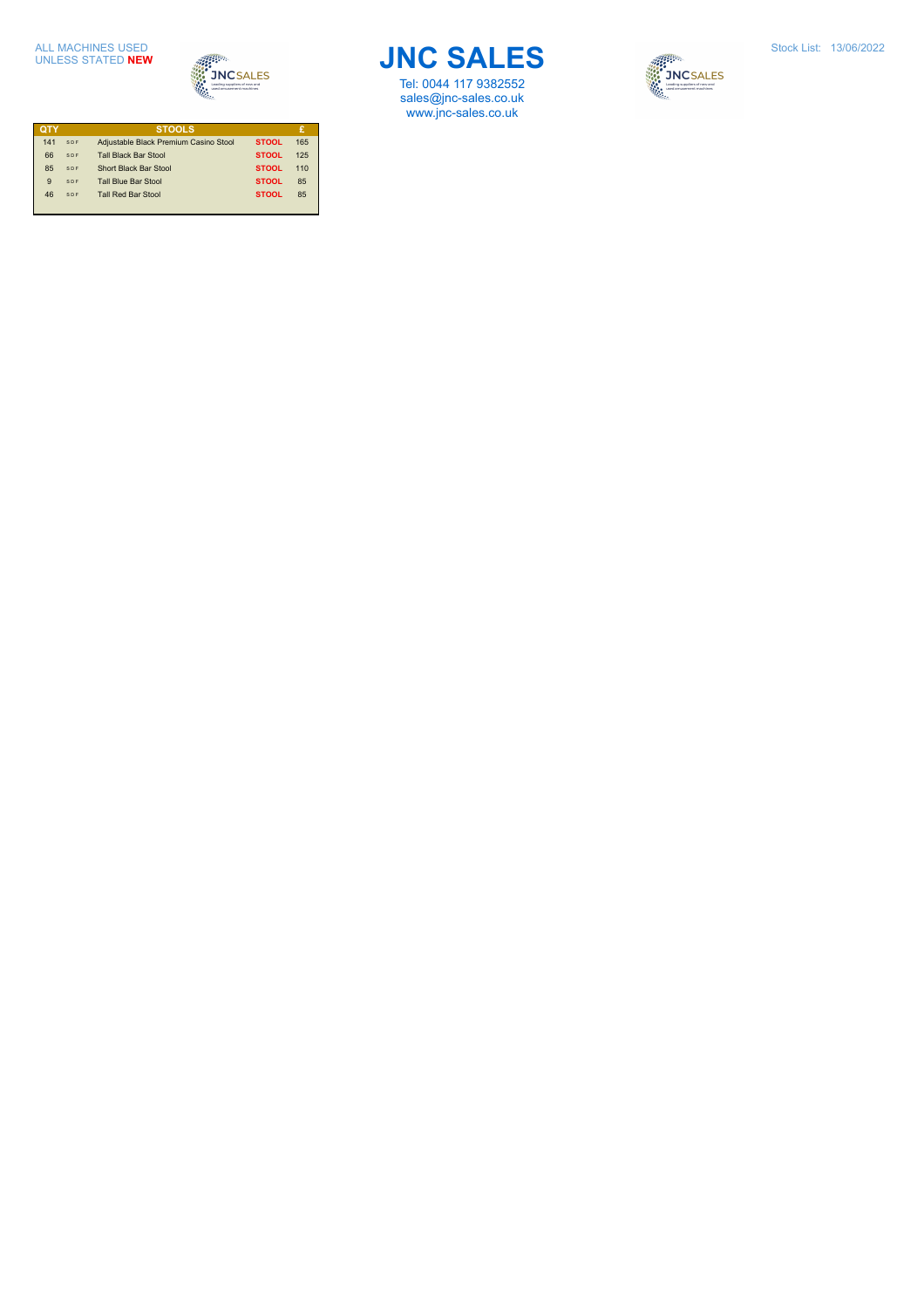ALL MACHINES USED
UNLESS STATED **NEW**

# JNC SALES

Tel: 0044 117 9382552
sales@jnc-sales.co.uk
www.jnc-sales.co.uk

Stock List: 13/06/2022

| QTY | | STOOLS | | £ |
|---|---|---|---|---|
| 141 | SDF | Adjustable Black Premium Casino Stool | **STOOL** | 165 |
| 66 | SDF | Tall Black Bar Stool | **STOOL** | 125 |
| 85 | SDF | Short Black Bar Stool | **STOOL** | 110 |
| 9 | SDF | Tall Blue Bar Stool | **STOOL** | 85 |
| 46 | SDF | Tall Red Bar Stool | **STOOL** | 85 |